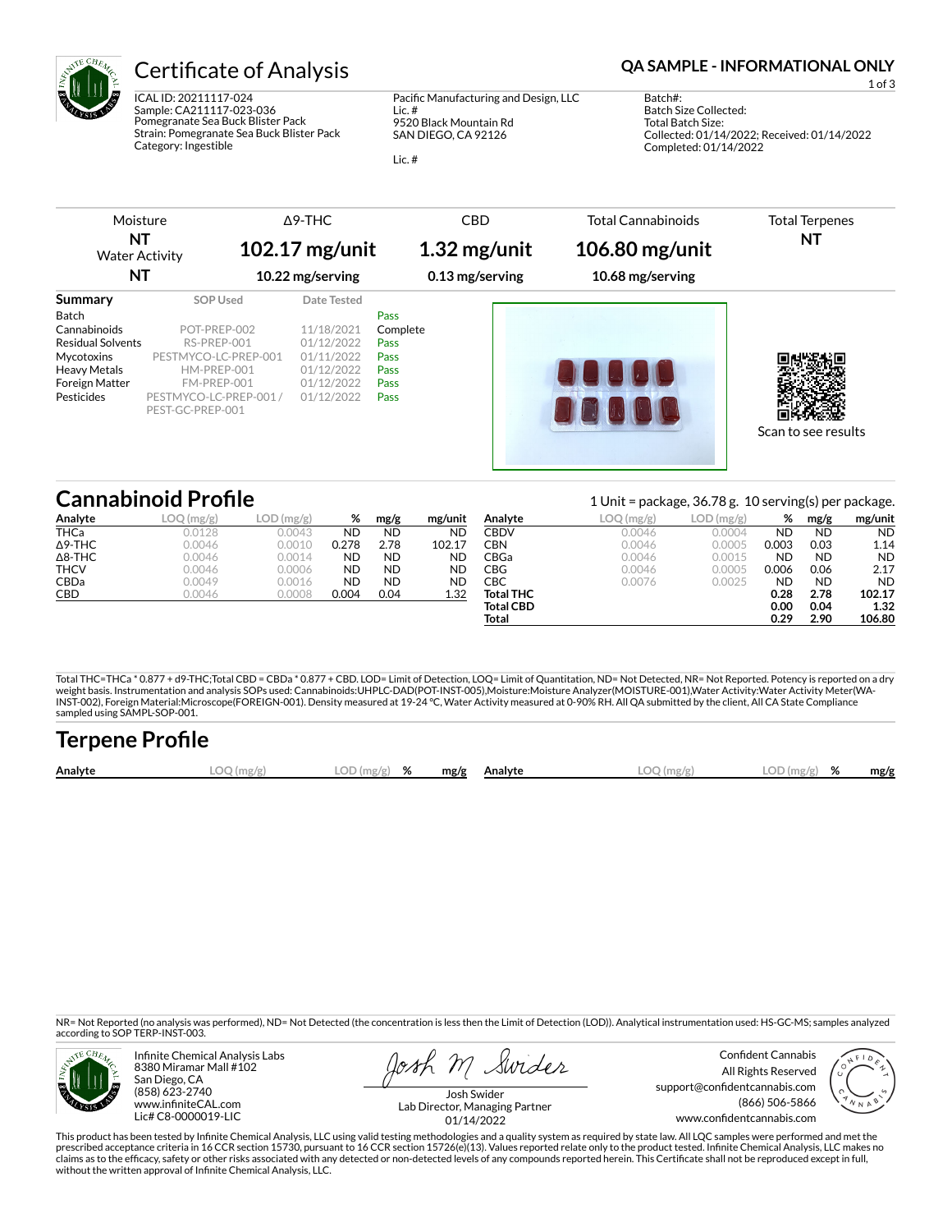# Certificate of Analysis

**QA SAMPLE - INFORMATIONAL ONLY**

ICAL ID: 20211117-024
Sample: CA211117-023-036
Pomegranate Sea Buck Blister Pack
Strain: Pomegranate Sea Buck Blister Pack
Category: Ingestible

Pacific Manufacturing and Design, LLC
Lic. #
9520 Black Mountain Rd
SAN DIEGO, CA 92126

Lic. #

Batch#:
Batch Size Collected:
Total Batch Size:
Collected: 01/14/2022; Received: 01/14/2022
Completed: 01/14/2022

| Moisture | Δ9-THC | CBD | Total Cannabinoids | Total Terpenes |
|---|---|---|---|---|
| **NT** | **102.17 mg/unit** | **1.32 mg/unit** | **106.80 mg/unit** | **NT** |
| Water Activity **NT** | 10.22 mg/serving | 0.13 mg/serving | 10.68 mg/serving | |

## Summary

| Summary | SOP Used | Date Tested | |
|---|---|---|---|
| Batch | | | Pass |
| Cannabinoids | POT-PREP-002 | 11/18/2021 | Complete |
| Residual Solvents | RS-PREP-001 | 01/12/2022 | Pass |
| Mycotoxins | PESTMYCO-LC-PREP-001 | 01/11/2022 | Pass |
| Heavy Metals | HM-PREP-001 | 01/12/2022 | Pass |
| Foreign Matter | FM-PREP-001 | 01/12/2022 | Pass |
| Pesticides | PESTMYCO-LC-PREP-001 / PEST-GC-PREP-001 | 01/12/2022 | Pass |

Scan to see results

## Cannabinoid Profile

1 Unit = package, 36.78 g. 10 serving(s) per package.

| Analyte | LOQ (mg/g) | LOD (mg/g) | % | mg/g | mg/unit |
|---|---|---|---|---|---|
| THCa | 0.0128 | 0.0043 | ND | ND | ND |
| Δ9-THC | 0.0046 | 0.0010 | 0.278 | 2.78 | 102.17 |
| Δ8-THC | 0.0046 | 0.0014 | ND | ND | ND |
| THCV | 0.0046 | 0.0006 | ND | ND | ND |
| CBDa | 0.0049 | 0.0016 | ND | ND | ND |
| CBD | 0.0046 | 0.0008 | 0.004 | 0.04 | 1.32 |
| CBDV | 0.0046 | 0.0004 | ND | ND | ND |
| CBN | 0.0046 | 0.0005 | 0.003 | 0.03 | 1.14 |
| CBGa | 0.0046 | 0.0015 | ND | ND | ND |
| CBG | 0.0046 | 0.0005 | 0.006 | 0.06 | 2.17 |
| CBC | 0.0076 | 0.0025 | ND | ND | ND |
| **Total THC** | | | **0.28** | **2.78** | **102.17** |
| **Total CBD** | | | **0.00** | **0.04** | **1.32** |
| **Total** | | | **0.29** | **2.90** | **106.80** |

Total THC=THCa * 0.877 + d9-THC;Total CBD = CBDa * 0.877 + CBD. LOD= Limit of Detection, LOQ= Limit of Quantitation, ND= Not Detected, NR= Not Reported. Potency is reported on a dry weight basis. Instrumentation and analysis SOPs used: Cannabinoids:UHPLC-DAD(POT-INST-005),Moisture:Moisture Analyzer(MOISTURE-001),Water Activity:Water Activity Meter(WA-INST-002), Foreign Material:Microscope(FOREIGN-001). Density measured at 19-24 °C, Water Activity measured at 0-90% RH. All QA submitted by the client, All CA State Compliance sampled using SAMPL-SOP-001.

## Terpene Profile

| Analyte | LOQ (mg/g) | LOD (mg/g) | % | mg/g | Analyte | LOQ (mg/g) | LOD (mg/g) | % | mg/g |
|---|---|---|---|---|---|---|---|---|---|

NR= Not Reported (no analysis was performed), ND= Not Detected (the concentration is less then the Limit of Detection (LOD)). Analytical instrumentation used: HS-GC-MS; samples analyzed according to SOP TERP-INST-003.

Infinite Chemical Analysis Labs
8380 Miramar Mall #102
San Diego, CA
(858) 623-2740
www.infiniteCAL.com
Lic# C8-0000019-LIC

Josh Swider
Lab Director, Managing Partner
01/14/2022

Confident Cannabis
All Rights Reserved
support@confidentcannabis.com
(866) 506-5866
www.confidentcannabis.com

This product has been tested by Infinite Chemical Analysis, LLC using valid testing methodologies and a quality system as required by state law. All LQC samples were performed and met the prescribed acceptance criteria in 16 CCR section 15730, pursuant to 16 CCR section 15726(e)(13). Values reported relate only to the product tested. Infinite Chemical Analysis, LLC makes no claims as to the efficacy, safety or other risks associated with any detected or non-detected levels of any compounds reported herein. This Certificate shall not be reproduced except in full, without the written approval of Infinite Chemical Analysis, LLC.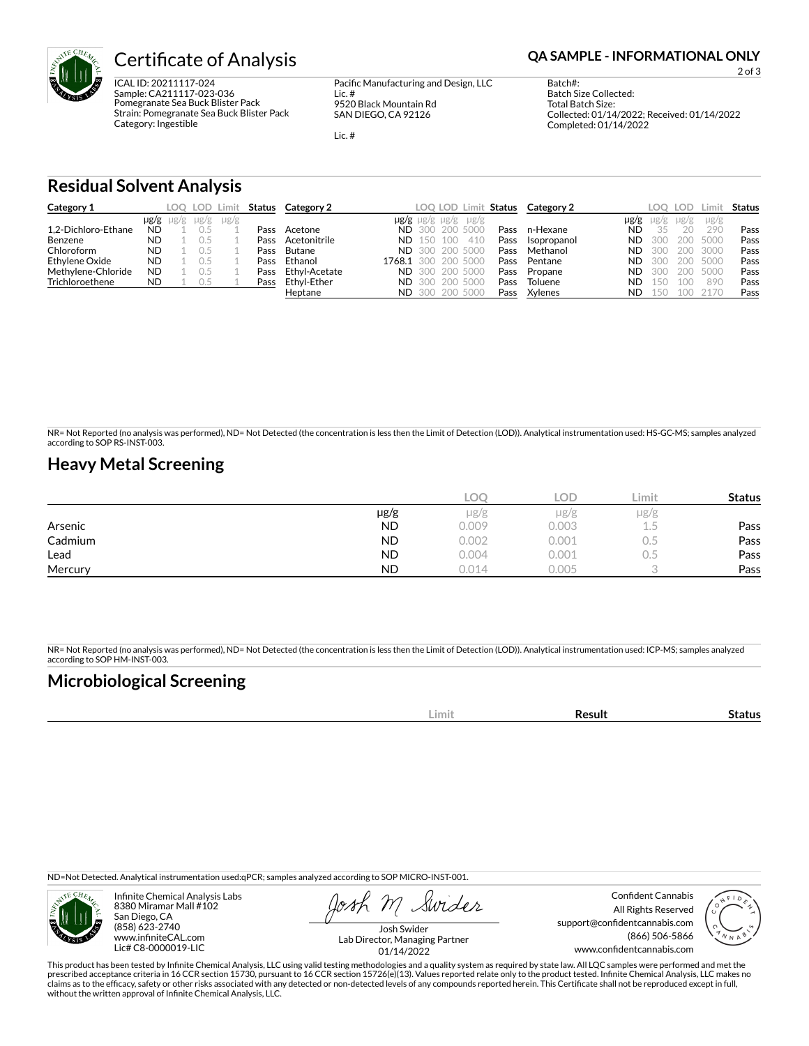# Certificate of Analysis

**QA SAMPLE - INFORMATIONAL ONLY**

ICAL ID: 20211117-024
Sample: CA211117-023-036
Pomegranate Sea Buck Blister Pack
Strain: Pomegranate Sea Buck Blister Pack
Category: Ingestible

Pacific Manufacturing and Design, LLC
Lic. #
9520 Black Mountain Rd
SAN DIEGO, CA 92126

Lic. #

Batch#:
Batch Size Collected:
Total Batch Size:
Collected: 01/14/2022; Received: 01/14/2022
Completed: 01/14/2022

## Residual Solvent Analysis

| Category 1 | μg/g | LOQ μg/g | LOD μg/g | Limit μg/g | Status |
|---|---|---|---|---|---|
| 1,2-Dichloro-Ethane | ND | 1 | 0.5 | 1 | Pass |
| Benzene | ND | 1 | 0.5 | 1 | Pass |
| Chloroform | ND | 1 | 0.5 | 1 | Pass |
| Ethylene Oxide | ND | 1 | 0.5 | 1 | Pass |
| Methylene-Chloride | ND | 1 | 0.5 | 1 | Pass |
| Trichloroethene | ND | 1 | 0.5 | 1 | Pass |

| Category 2 | μg/g | LOQ μg/g | LOD μg/g | Limit μg/g | Status |
|---|---|---|---|---|---|
| Acetone | ND | 300 | 200 | 5000 | Pass |
| Acetonitrile | ND | 150 | 100 | 410 | Pass |
| Butane | ND | 300 | 200 | 5000 | Pass |
| Ethanol | 1768.1 | 300 | 200 | 5000 | Pass |
| Ethyl-Acetate | ND | 300 | 200 | 5000 | Pass |
| Ethyl-Ether | ND | 300 | 200 | 5000 | Pass |
| Heptane | ND | 300 | 200 | 5000 | Pass |
| n-Hexane | ND | 35 | 20 | 290 | Pass |
| Isopropanol | ND | 300 | 200 | 5000 | Pass |
| Methanol | ND | 300 | 200 | 3000 | Pass |
| Pentane | ND | 300 | 200 | 5000 | Pass |
| Propane | ND | 300 | 200 | 5000 | Pass |
| Toluene | ND | 150 | 100 | 890 | Pass |
| Xylenes | ND | 150 | 100 | 2170 | Pass |

NR= Not Reported (no analysis was performed), ND= Not Detected (the concentration is less then the Limit of Detection (LOD)). Analytical instrumentation used: HS-GC-MS; samples analyzed according to SOP RS-INST-003.

## Heavy Metal Screening

| | μg/g | LOQ μg/g | LOD μg/g | Limit μg/g | Status |
|---|---|---|---|---|---|
| Arsenic | ND | 0.009 | 0.003 | 1.5 | Pass |
| Cadmium | ND | 0.002 | 0.001 | 0.5 | Pass |
| Lead | ND | 0.004 | 0.001 | 0.5 | Pass |
| Mercury | ND | 0.014 | 0.005 | 3 | Pass |

NR= Not Reported (no analysis was performed), ND= Not Detected (the concentration is less then the Limit of Detection (LOD)). Analytical instrumentation used: ICP-MS; samples analyzed according to SOP HM-INST-003.

## Microbiological Screening

| | Limit | Result | Status |
|---|---|---|---|

ND=Not Detected. Analytical instrumentation used:qPCR; samples analyzed according to SOP MICRO-INST-001.

Infinite Chemical Analysis Labs
8380 Miramar Mall #102
San Diego, CA
(858) 623-2740
www.infiniteCAL.com
Lic# C8-0000019-LIC

Josh Swider
Lab Director, Managing Partner
01/14/2022

Confident Cannabis
All Rights Reserved
support@confidentcannabis.com
(866) 506-5866
www.confidentcannabis.com

This product has been tested by Infinite Chemical Analysis, LLC using valid testing methodologies and a quality system as required by state law. All LQC samples were performed and met the prescribed acceptance criteria in 16 CCR section 15730, pursuant to 16 CCR section 15726(e)(13). Values reported relate only to the product tested. Infinite Chemical Analysis, LLC makes no claims as to the efficacy, safety or other risks associated with any detected or non-detected levels of any compounds reported herein. This Certificate shall not be reproduced except in full, without the written approval of Infinite Chemical Analysis, LLC.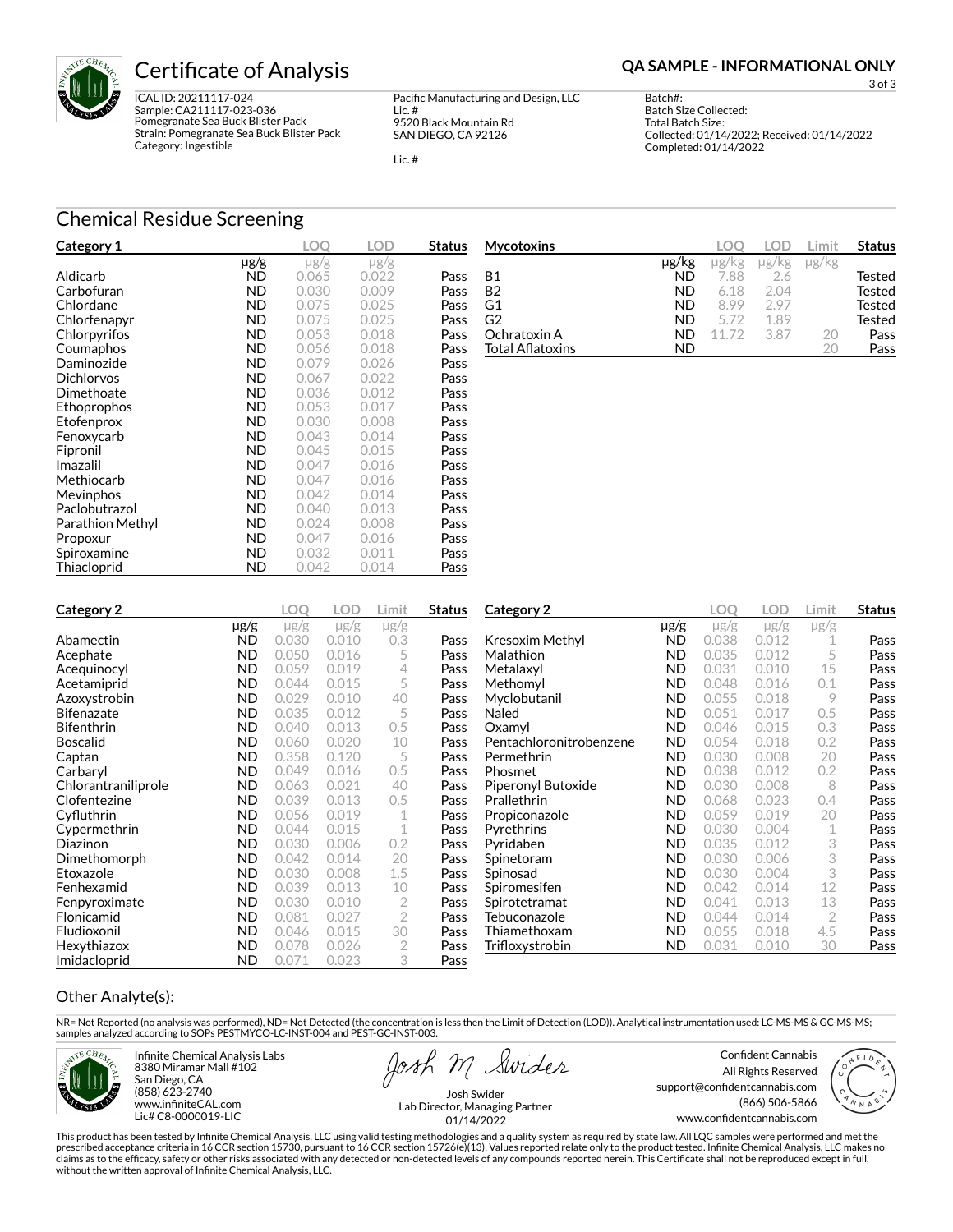# Certificate of Analysis

**QA SAMPLE - INFORMATIONAL ONLY**

ICAL ID: 20211117-024
Sample: CA211117-023-036
Pomegranate Sea Buck Blister Pack
Strain: Pomegranate Sea Buck Blister Pack
Category: Ingestible

Pacific Manufacturing and Design, LLC
Lic. #
9520 Black Mountain Rd
SAN DIEGO, CA 92126

Lic. #

Batch#:
Batch Size Collected:
Total Batch Size:
Collected: 01/14/2022; Received: 01/14/2022
Completed: 01/14/2022

## Chemical Residue Screening

| Category 1 | μg/g | LOQ μg/g | LOD μg/g | Status |
|---|---|---|---|---|
| Aldicarb | ND | 0.065 | 0.022 | Pass |
| Carbofuran | ND | 0.030 | 0.009 | Pass |
| Chlordane | ND | 0.075 | 0.025 | Pass |
| Chlorfenapyr | ND | 0.075 | 0.025 | Pass |
| Chlorpyrifos | ND | 0.053 | 0.018 | Pass |
| Coumaphos | ND | 0.056 | 0.018 | Pass |
| Daminozide | ND | 0.079 | 0.026 | Pass |
| Dichlorvos | ND | 0.067 | 0.022 | Pass |
| Dimethoate | ND | 0.036 | 0.012 | Pass |
| Ethoprophos | ND | 0.053 | 0.017 | Pass |
| Etofenprox | ND | 0.030 | 0.008 | Pass |
| Fenoxycarb | ND | 0.043 | 0.014 | Pass |
| Fipronil | ND | 0.045 | 0.015 | Pass |
| Imazalil | ND | 0.047 | 0.016 | Pass |
| Methiocarb | ND | 0.047 | 0.016 | Pass |
| Mevinphos | ND | 0.042 | 0.014 | Pass |
| Paclobutrazol | ND | 0.040 | 0.013 | Pass |
| Parathion Methyl | ND | 0.024 | 0.008 | Pass |
| Propoxur | ND | 0.047 | 0.016 | Pass |
| Spiroxamine | ND | 0.032 | 0.011 | Pass |
| Thiacloprid | ND | 0.042 | 0.014 | Pass |

| Mycotoxins | μg/kg | LOQ μg/kg | LOD μg/kg | Limit μg/kg | Status |
|---|---|---|---|---|---|
| B1 | ND | 7.88 | 2.6 | | Tested |
| B2 | ND | 6.18 | 2.04 | | Tested |
| G1 | ND | 8.99 | 2.97 | | Tested |
| G2 | ND | 5.72 | 1.89 | | Tested |
| Ochratoxin A | ND | 11.72 | 3.87 | 20 | Pass |
| Total Aflatoxins | ND | | | 20 | Pass |

| Category 2 | μg/g | LOQ μg/g | LOD μg/g | Limit μg/g | Status |
|---|---|---|---|---|---|
| Abamectin | ND | 0.030 | 0.010 | 0.3 | Pass |
| Acephate | ND | 0.050 | 0.016 | 5 | Pass |
| Acequinocyl | ND | 0.059 | 0.019 | 4 | Pass |
| Acetamiprid | ND | 0.044 | 0.015 | 5 | Pass |
| Azoxystrobin | ND | 0.029 | 0.010 | 40 | Pass |
| Bifenazate | ND | 0.035 | 0.012 | 5 | Pass |
| Bifenthrin | ND | 0.040 | 0.013 | 0.5 | Pass |
| Boscalid | ND | 0.060 | 0.020 | 10 | Pass |
| Captan | ND | 0.358 | 0.120 | 5 | Pass |
| Carbaryl | ND | 0.049 | 0.016 | 0.5 | Pass |
| Chlorantraniliprole | ND | 0.063 | 0.021 | 40 | Pass |
| Clofentezine | ND | 0.039 | 0.013 | 0.5 | Pass |
| Cyfluthrin | ND | 0.056 | 0.019 | 1 | Pass |
| Cypermethrin | ND | 0.044 | 0.015 | 1 | Pass |
| Diazinon | ND | 0.030 | 0.006 | 0.2 | Pass |
| Dimethomorph | ND | 0.042 | 0.014 | 20 | Pass |
| Etoxazole | ND | 0.030 | 0.008 | 1.5 | Pass |
| Fenhexamid | ND | 0.039 | 0.013 | 10 | Pass |
| Fenpyroximate | ND | 0.030 | 0.010 | 2 | Pass |
| Flonicamid | ND | 0.081 | 0.027 | 2 | Pass |
| Fludioxonil | ND | 0.046 | 0.015 | 30 | Pass |
| Hexythiazox | ND | 0.078 | 0.026 | 2 | Pass |
| Imidacloprid | ND | 0.071 | 0.023 | 3 | Pass |
| Kresoxim Methyl | ND | 0.038 | 0.012 | 1 | Pass |
| Malathion | ND | 0.035 | 0.012 | 5 | Pass |
| Metalaxyl | ND | 0.031 | 0.010 | 15 | Pass |
| Methomyl | ND | 0.048 | 0.016 | 0.1 | Pass |
| Myclobutanil | ND | 0.055 | 0.018 | 9 | Pass |
| Naled | ND | 0.051 | 0.017 | 0.5 | Pass |
| Oxamyl | ND | 0.046 | 0.015 | 0.3 | Pass |
| Pentachloronitrobenzene | ND | 0.054 | 0.018 | 0.2 | Pass |
| Permethrin | ND | 0.030 | 0.008 | 20 | Pass |
| Phosmet | ND | 0.038 | 0.012 | 0.2 | Pass |
| Piperonyl Butoxide | ND | 0.030 | 0.008 | 8 | Pass |
| Prallethrin | ND | 0.068 | 0.023 | 0.4 | Pass |
| Propiconazole | ND | 0.059 | 0.019 | 20 | Pass |
| Pyrethrins | ND | 0.030 | 0.004 | 1 | Pass |
| Pyridaben | ND | 0.035 | 0.012 | 3 | Pass |
| Spinetoram | ND | 0.030 | 0.006 | 3 | Pass |
| Spinosad | ND | 0.030 | 0.004 | 3 | Pass |
| Spiromesifen | ND | 0.042 | 0.014 | 12 | Pass |
| Spirotetramat | ND | 0.041 | 0.013 | 13 | Pass |
| Tebuconazole | ND | 0.044 | 0.014 | 2 | Pass |
| Thiamethoxam | ND | 0.055 | 0.018 | 4.5 | Pass |
| Trifloxystrobin | ND | 0.031 | 0.010 | 30 | Pass |

## Other Analyte(s):

NR= Not Reported (no analysis was performed), ND= Not Detected (the concentration is less then the Limit of Detection (LOD)). Analytical instrumentation used: LC-MS-MS & GC-MS-MS; samples analyzed according to SOPs PESTMYCO-LC-INST-004 and PEST-GC-INST-003.

Infinite Chemical Analysis Labs
8380 Miramar Mall #102
San Diego, CA
(858) 623-2740
www.infiniteCAL.com
Lic# C8-0000019-LIC

Josh Swider
Lab Director, Managing Partner
01/14/2022

Confident Cannabis
All Rights Reserved
support@confidentcannabis.com
(866) 506-5866
www.confidentcannabis.com

This product has been tested by Infinite Chemical Analysis, LLC using valid testing methodologies and a quality system as required by state law. All LQC samples were performed and met the prescribed acceptance criteria in 16 CCR section 15730, pursuant to 16 CCR section 15726(e)(13). Values reported relate only to the product tested. Infinite Chemical Analysis, LLC makes no claims as to the efficacy, safety or other risks associated with any detected or non-detected levels of any compounds reported herein. This Certificate shall not be reproduced except in full, without the written approval of Infinite Chemical Analysis, LLC.